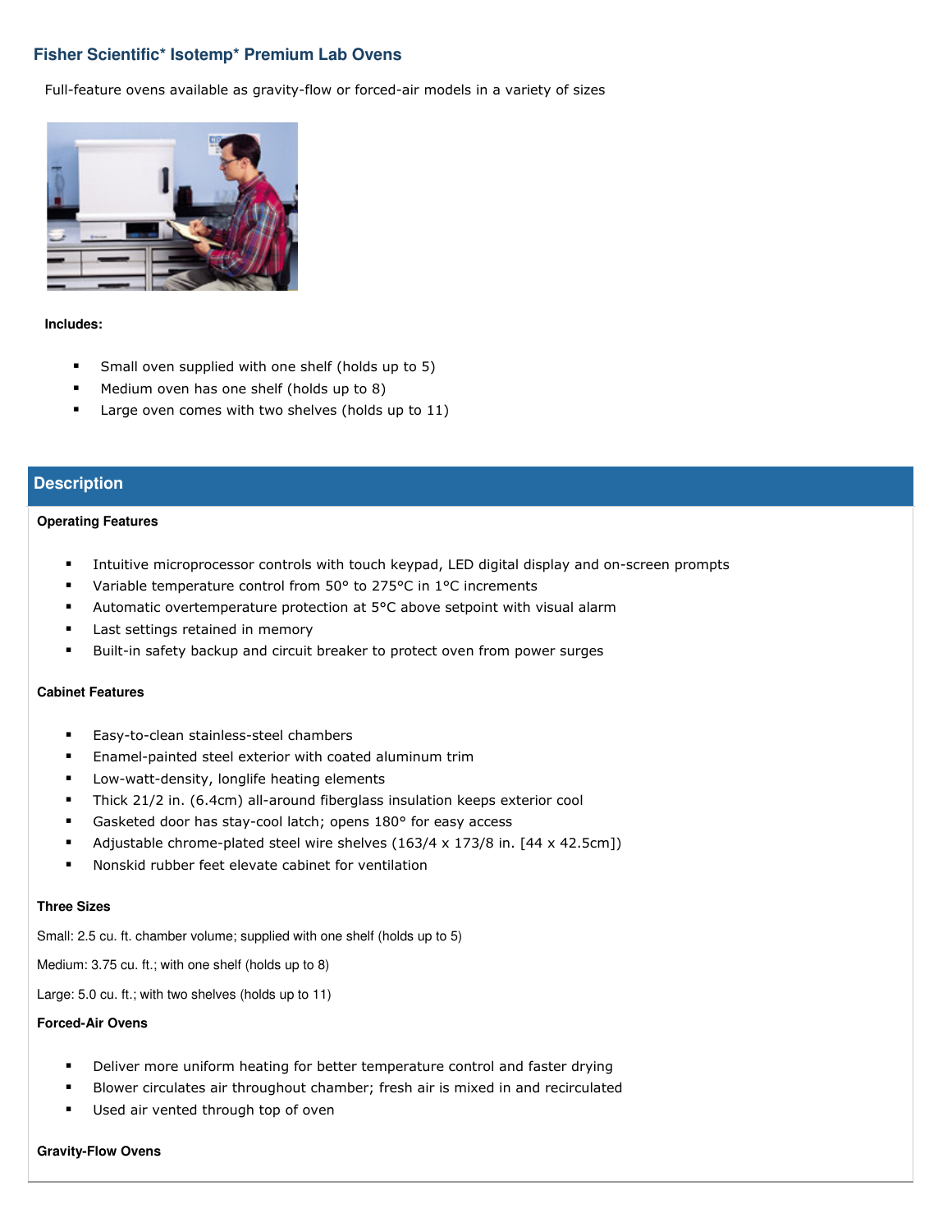## Fisher Scientific* Isotemp* Premium Lab Ovens

Full-feature ovens available as gravity-flow or forced-air models in a variety of sizes

**Includes:**

- Small oven supplied with one shelf (holds up to 5)
- Medium oven has one shelf (holds up to 8)
- Large oven comes with two shelves (holds up to 11)

## Description

**Operating Features**

- Intuitive microprocessor controls with touch keypad, LED digital display and on-screen prompts
- Variable temperature control from 50° to 275°C in 1°C increments
- Automatic overtemperature protection at 5°C above setpoint with visual alarm
- Last settings retained in memory
- Built-in safety backup and circuit breaker to protect oven from power surges

**Cabinet Features**

- Easy-to-clean stainless-steel chambers
- Enamel-painted steel exterior with coated aluminum trim
- Low-watt-density, longlife heating elements
- Thick 21/2 in. (6.4cm) all-around fiberglass insulation keeps exterior cool
- Gasketed door has stay-cool latch; opens 180° for easy access
- Adjustable chrome-plated steel wire shelves (163/4 x 173/8 in. [44 x 42.5cm])
- Nonskid rubber feet elevate cabinet for ventilation

**Three Sizes**

Small: 2.5 cu. ft. chamber volume; supplied with one shelf (holds up to 5)

Medium: 3.75 cu. ft.; with one shelf (holds up to 8)

Large: 5.0 cu. ft.; with two shelves (holds up to 11)

**Forced-Air Ovens**

- Deliver more uniform heating for better temperature control and faster drying
- Blower circulates air throughout chamber; fresh air is mixed in and recirculated
- Used air vented through top of oven

**Gravity-Flow Ovens**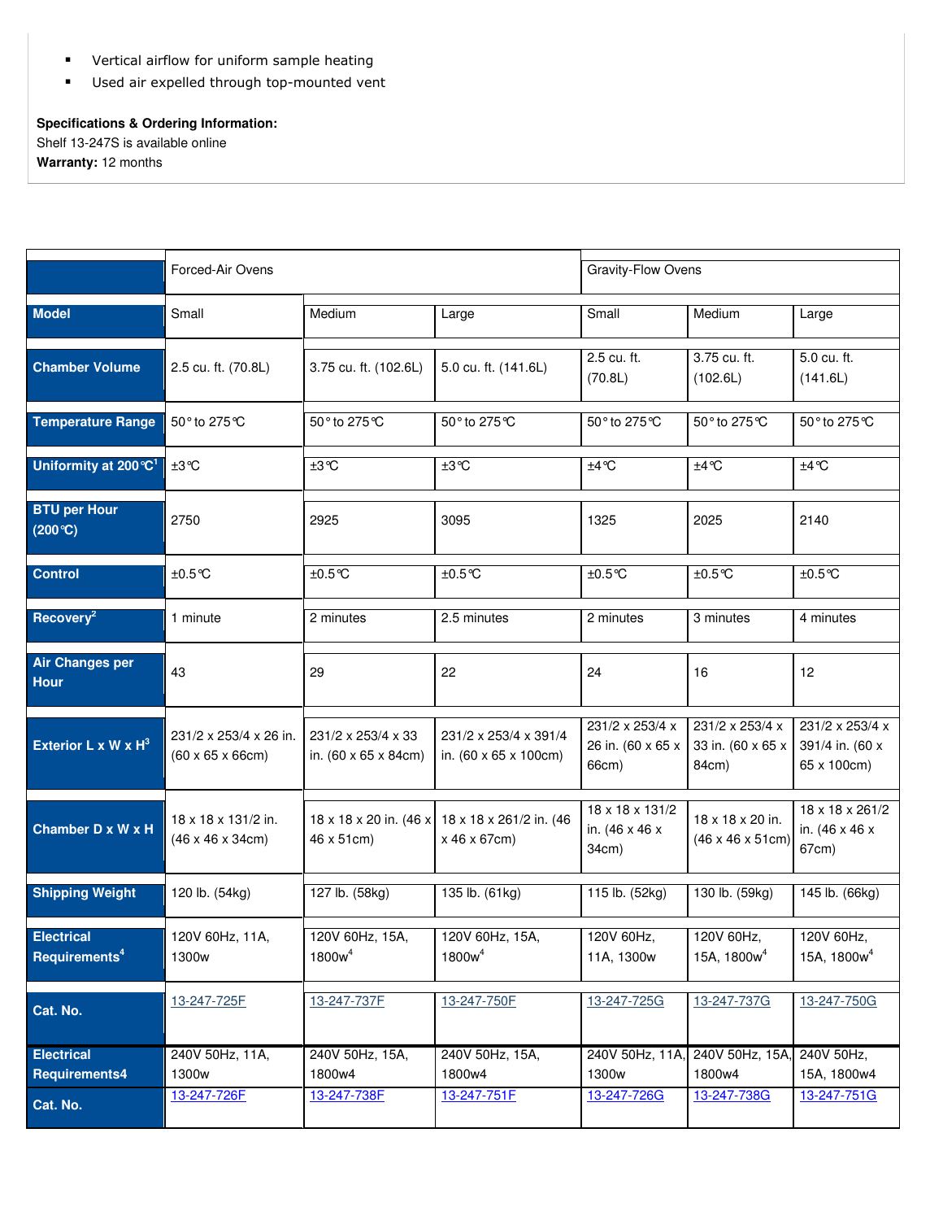- Vertical airflow for uniform sample heating
- Used air expelled through top-mounted vent

**Specifications & Ordering Information:**
Shelf 13-247S is available online
**Warranty:** 12 months

| | Forced-Air Ovens | | | Gravity-Flow Ovens | | |
|---|---|---|---|---|---|---|
| **Model** | Small | Medium | Large | Small | Medium | Large |
| **Chamber Volume** | 2.5 cu. ft. (70.8L) | 3.75 cu. ft. (102.6L) | 5.0 cu. ft. (141.6L) | 2.5 cu. ft. (70.8L) | 3.75 cu. ft. (102.6L) | 5.0 cu. ft. (141.6L) |
| **Temperature Range** | 50° to 275℃ | 50° to 275℃ | 50° to 275℃ | 50° to 275℃ | 50° to 275℃ | 50° to 275℃ |
| **Uniformity at 200℃**[1] | ±3℃ | ±3℃ | ±3℃ | ±4℃ | ±4℃ | ±4℃ |
| **BTU per Hour (200℃)** | 2750 | 2925 | 3095 | 1325 | 2025 | 2140 |
| **Control** | ±0.5℃ | ±0.5℃ | ±0.5℃ | ±0.5℃ | ±0.5℃ | ±0.5℃ |
| **Recovery**[2] | 1 minute | 2 minutes | 2.5 minutes | 2 minutes | 3 minutes | 4 minutes |
| **Air Changes per Hour** | 43 | 29 | 22 | 24 | 16 | 12 |
| **Exterior L x W x H**[3] | 231/2 x 253/4 x 26 in. (60 x 65 x 66cm) | 231/2 x 253/4 x 33 in. (60 x 65 x 84cm) | 231/2 x 253/4 x 391/4 in. (60 x 65 x 100cm) | 231/2 x 253/4 x 26 in. (60 x 65 x 66cm) | 231/2 x 253/4 x 33 in. (60 x 65 x 84cm) | 231/2 x 253/4 x 391/4 in. (60 x 65 x 100cm) |
| **Chamber D x W x H** | 18 x 18 x 131/2 in. (46 x 46 x 34cm) | 18 x 18 x 20 in. (46 x 46 x 51cm) | 18 x 18 x 261/2 in. (46 x 46 x 67cm) | 18 x 18 x 131/2 in. (46 x 46 x 34cm) | 18 x 18 x 20 in. (46 x 46 x 51cm) | 18 x 18 x 261/2 in. (46 x 46 x 67cm) |
| **Shipping Weight** | 120 lb. (54kg) | 127 lb. (58kg) | 135 lb. (61kg) | 115 lb. (52kg) | 130 lb. (59kg) | 145 lb. (66kg) |
| **Electrical Requirements**[4] | 120V 60Hz, 11A, 1300w | 120V 60Hz, 15A, 1800w[4] | 120V 60Hz, 15A, 1800w[4] | 120V 60Hz, 11A, 1300w | 120V 60Hz, 15A, 1800w[4] | 120V 60Hz, 15A, 1800w[4] |
| **Cat. No.** | 13-247-725F | 13-247-737F | 13-247-750F | 13-247-725G | 13-247-737G | 13-247-750G |
| **Electrical Requirements4** | 240V 50Hz, 11A, 1300w | 240V 50Hz, 15A, 1800w4 | 240V 50Hz, 15A, 1800w4 | 240V 50Hz, 11A, 1300w | 240V 50Hz, 15A, 1800w4 | 240V 50Hz, 15A, 1800w4 |
| **Cat. No.** | 13-247-726F | 13-247-738F | 13-247-751F | 13-247-726G | 13-247-738G | 13-247-751G |